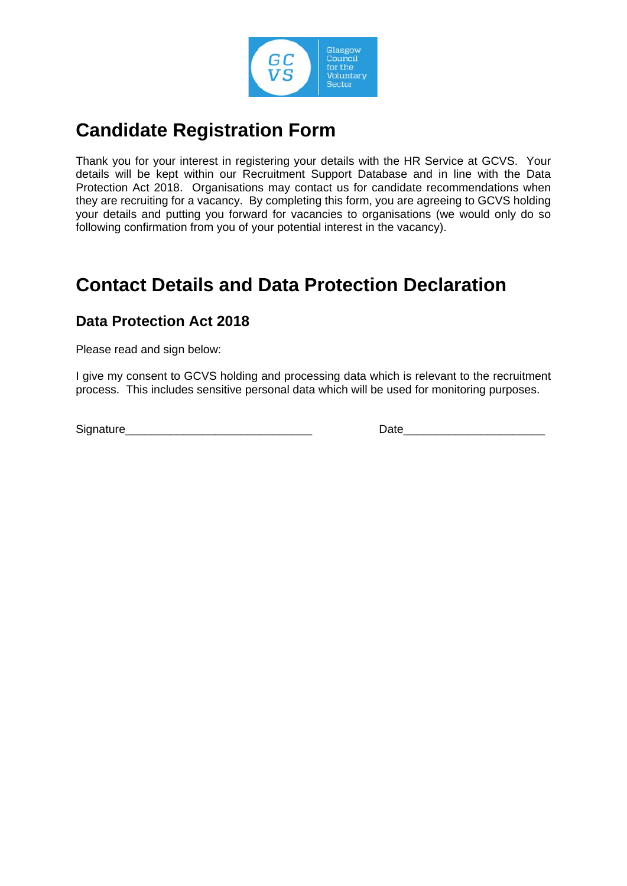# Candidate Registration Form

Thank you for your interest in registering your details with the HR Service at GCVS. Your details will be kept within our Recruitment Support Database and in line with the Data Protection Act 2018. Organisations may contact us for candidate recommendations when they are recruiting for a vacancy. By completing this form, you are agreeing to GCVS holding your details and putting you forward for vacancies to organisations (we would only do so following confirmation from you of your potential interest in the vacancy).

# Contact Details and Data Protection Declaration

## Data Protection Act 2018

Please read and sign below:

I give my consent to GCVS holding and processing data which is relevant to the recruitment process. This includes sensitive personal data which will be used for monitoring purposes.

Signature_____________________________ Date______________________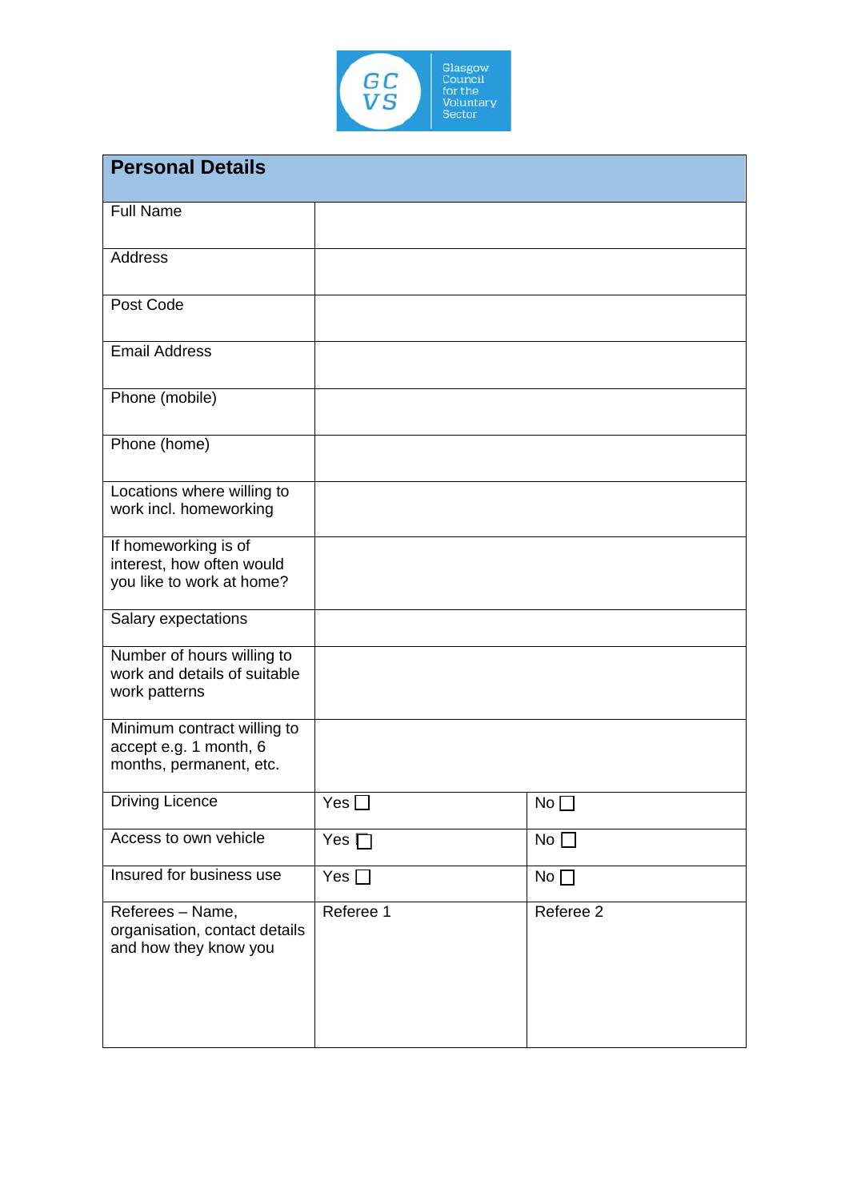| **Personal Details** | | |
|---|---|---|
| Full Name | | |
| Address | | |
| Post Code | | |
| Email Address | | |
| Phone (mobile) | | |
| Phone (home) | | |
| Locations where willing to work incl. homeworking | | |
| If homeworking is of interest, how often would you like to work at home? | | |
| Salary expectations | | |
| Number of hours willing to work and details of suitable work patterns | | |
| Minimum contract willing to accept e.g. 1 month, 6 months, permanent, etc. | | |
| Driving Licence | Yes ☐ | No ☐ |
| Access to own vehicle | Yes ☐ | No ☐ |
| Insured for business use | Yes ☐ | No ☐ |
| Referees – Name, organisation, contact details and how they know you | Referee 1 | Referee 2 |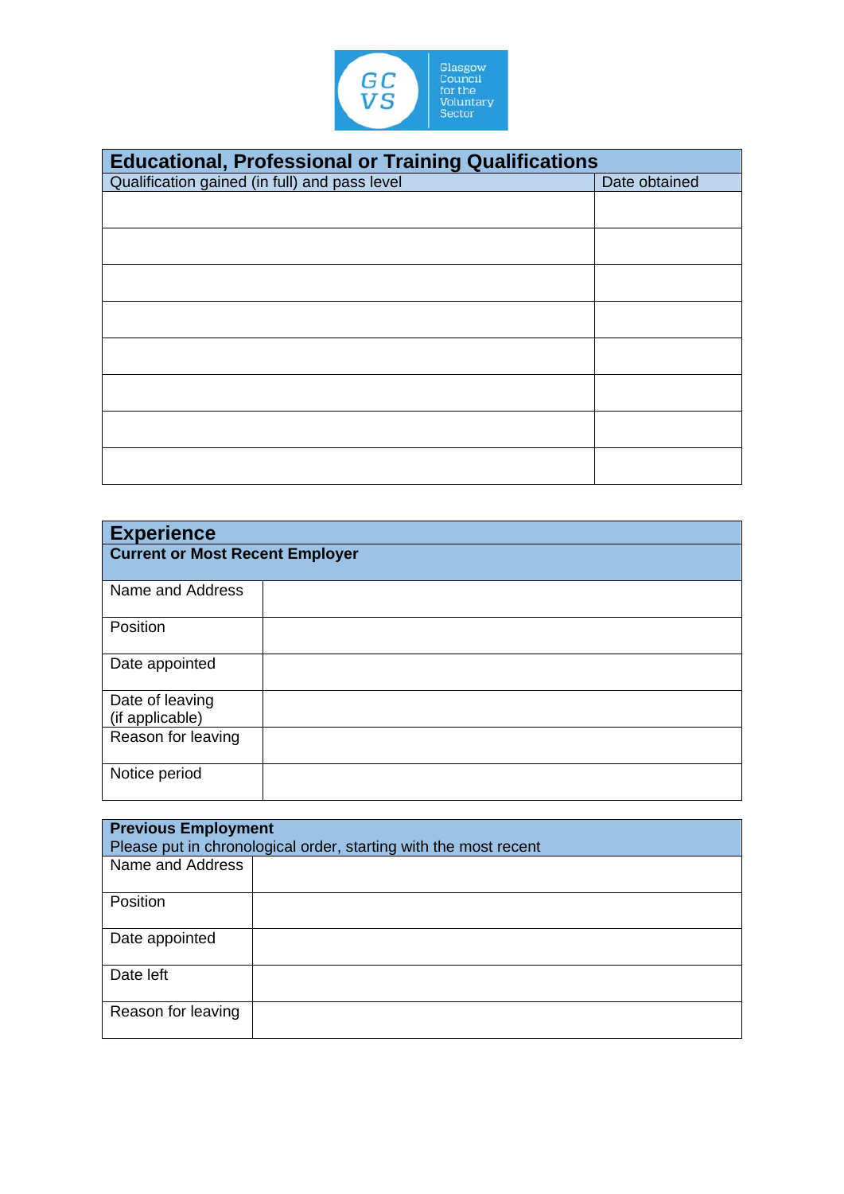Glasgow Council for the Voluntary Sector

| Educational, Professional or Training Qualifications | |
|---|---|
| Qualification gained (in full) and pass level | Date obtained |
| | |
| | |
| | |
| | |
| | |
| | |
| | |
| | |

| Experience | |
|---|---|
| **Current or Most Recent Employer** | |
| Name and Address | |
| Position | |
| Date appointed | |
| Date of leaving (if applicable) | |
| Reason for leaving | |
| Notice period | |

| **Previous Employment** Please put in chronological order, starting with the most recent | |
|---|---|
| Name and Address | |
| Position | |
| Date appointed | |
| Date left | |
| Reason for leaving | |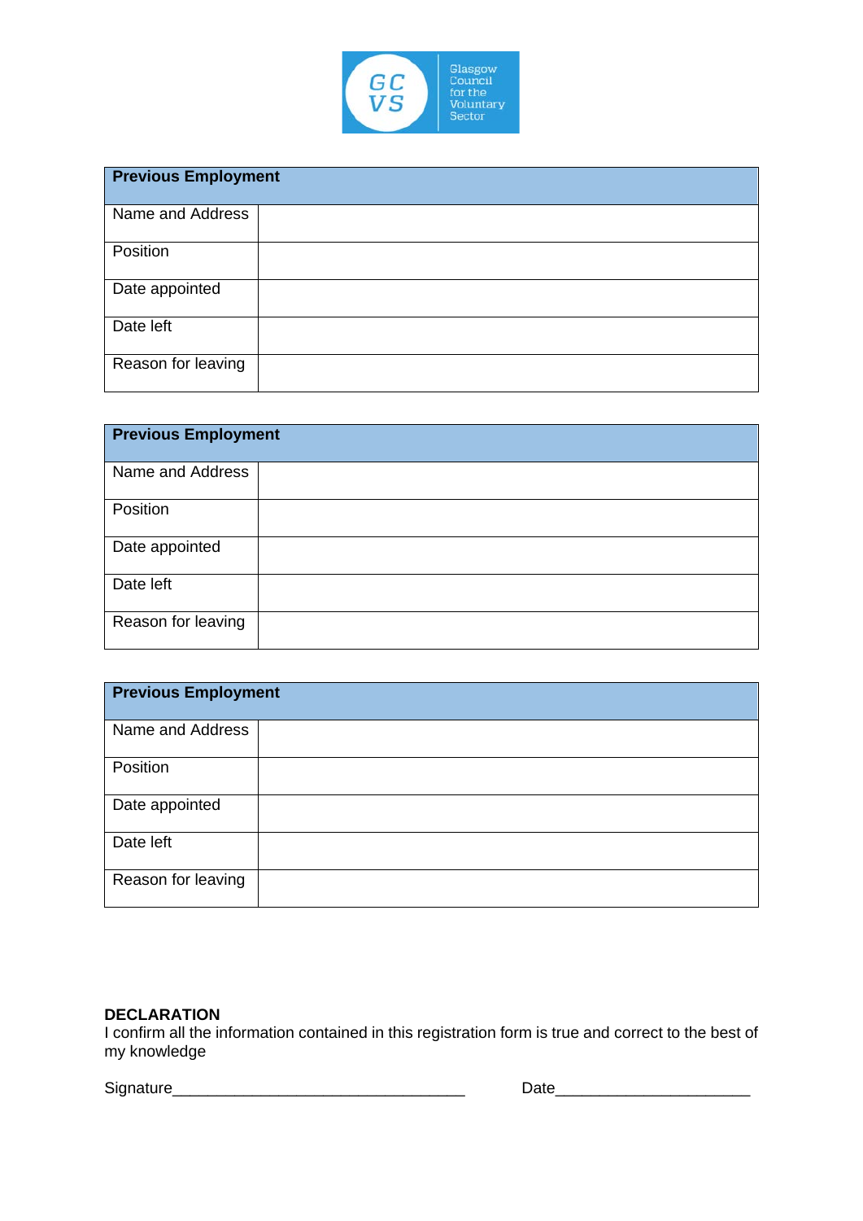| Previous Employment | |
|---|---|
| Name and Address | |
| Position | |
| Date appointed | |
| Date left | |
| Reason for leaving | |

| Previous Employment | |
|---|---|
| Name and Address | |
| Position | |
| Date appointed | |
| Date left | |
| Reason for leaving | |

| Previous Employment | |
|---|---|
| Name and Address | |
| Position | |
| Date appointed | |
| Date left | |
| Reason for leaving | |

**DECLARATION**

I confirm all the information contained in this registration form is true and correct to the best of my knowledge

Signature___________________________________ Date_______________________